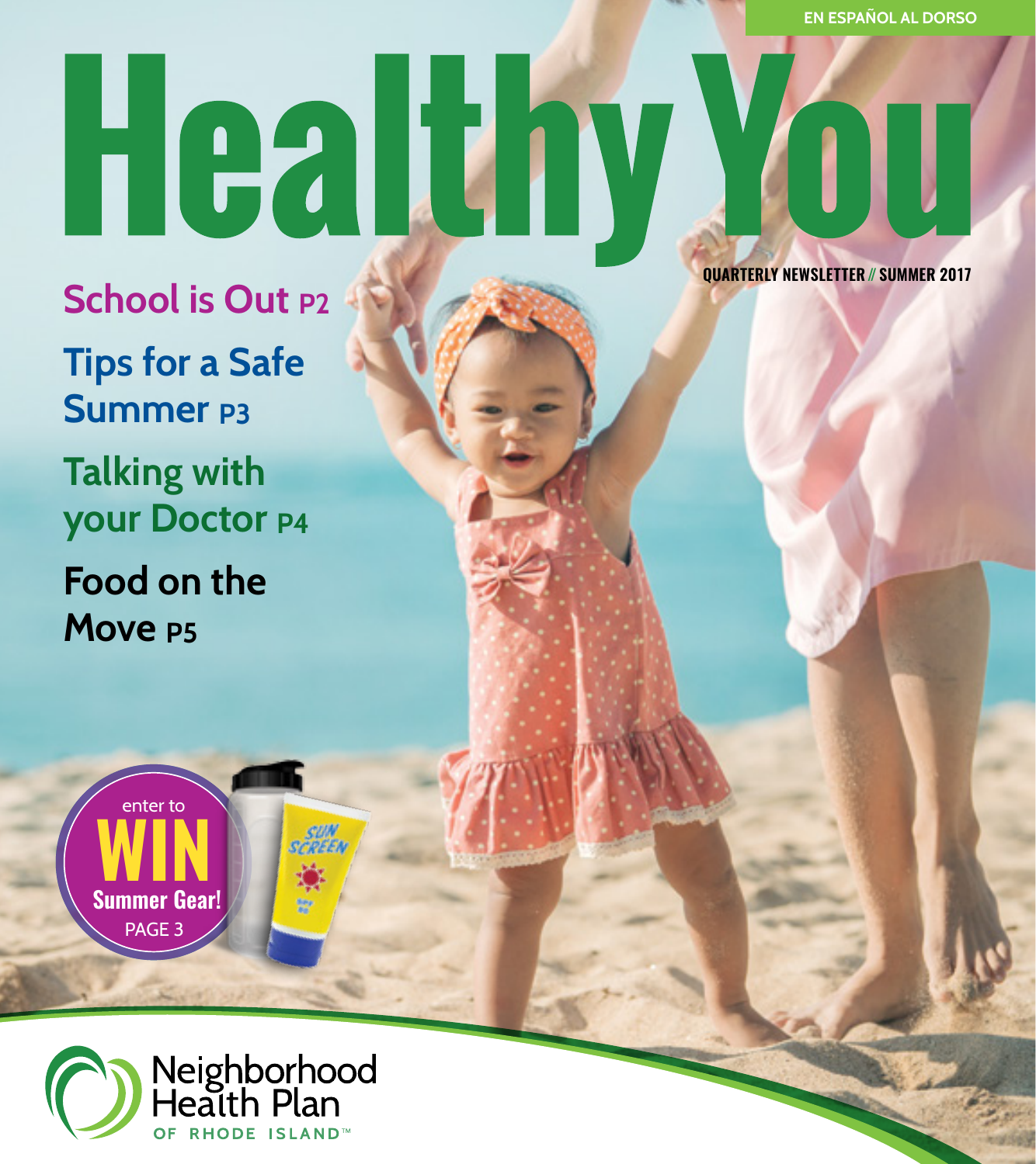EN ESPAÑOL AL DORSO

# Healthy You

QUARTERLY NEWSLETTER // SUMMER 2017

**School is Out** P2

**Tips for a Safe Summer** P3

**Talking with your Doctor** P4

**Food on the Move** P5

enter to **WIN** Summer Gear! PAGE 3

Neighborhood Health Plan OF RHODE ISLAND™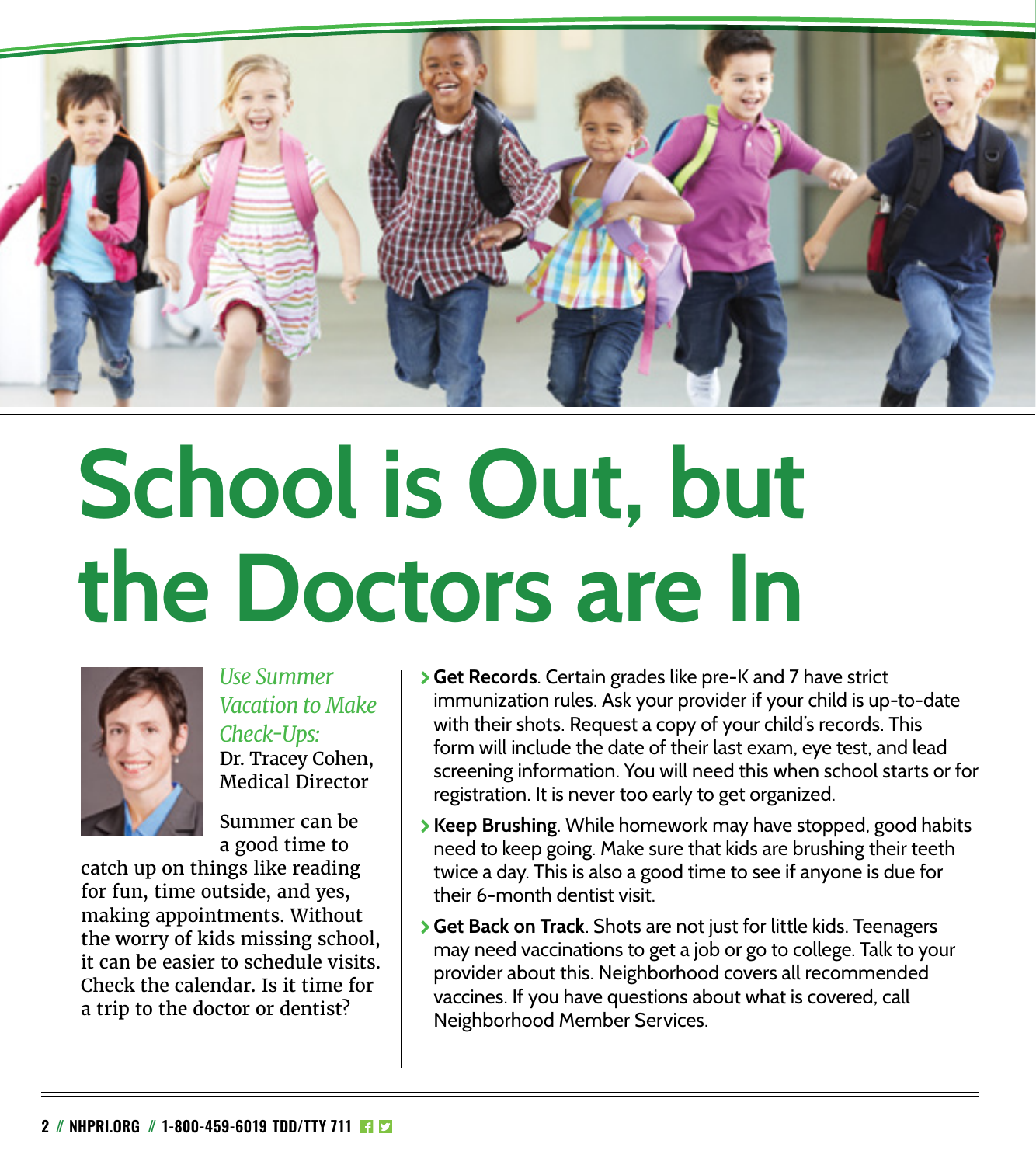# School is Out, but the Doctors are In

*Use Summer Vacation to Make Check-Ups:*
Dr. Tracey Cohen, Medical Director

Summer can be a good time to catch up on things like reading for fun, time outside, and yes, making appointments. Without the worry of kids missing school, it can be easier to schedule visits. Check the calendar. Is it time for a trip to the doctor or dentist?

- **Get Records**. Certain grades like pre-K and 7 have strict immunization rules. Ask your provider if your child is up-to-date with their shots. Request a copy of your child's records. This form will include the date of their last exam, eye test, and lead screening information. You will need this when school starts or for registration. It is never too early to get organized.
- **Keep Brushing**. While homework may have stopped, good habits need to keep going. Make sure that kids are brushing their teeth twice a day. This is also a good time to see if anyone is due for their 6-month dentist visit.
- **Get Back on Track**. Shots are not just for little kids. Teenagers may need vaccinations to get a job or go to college. Talk to your provider about this. Neighborhood covers all recommended vaccines. If you have questions about what is covered, call Neighborhood Member Services.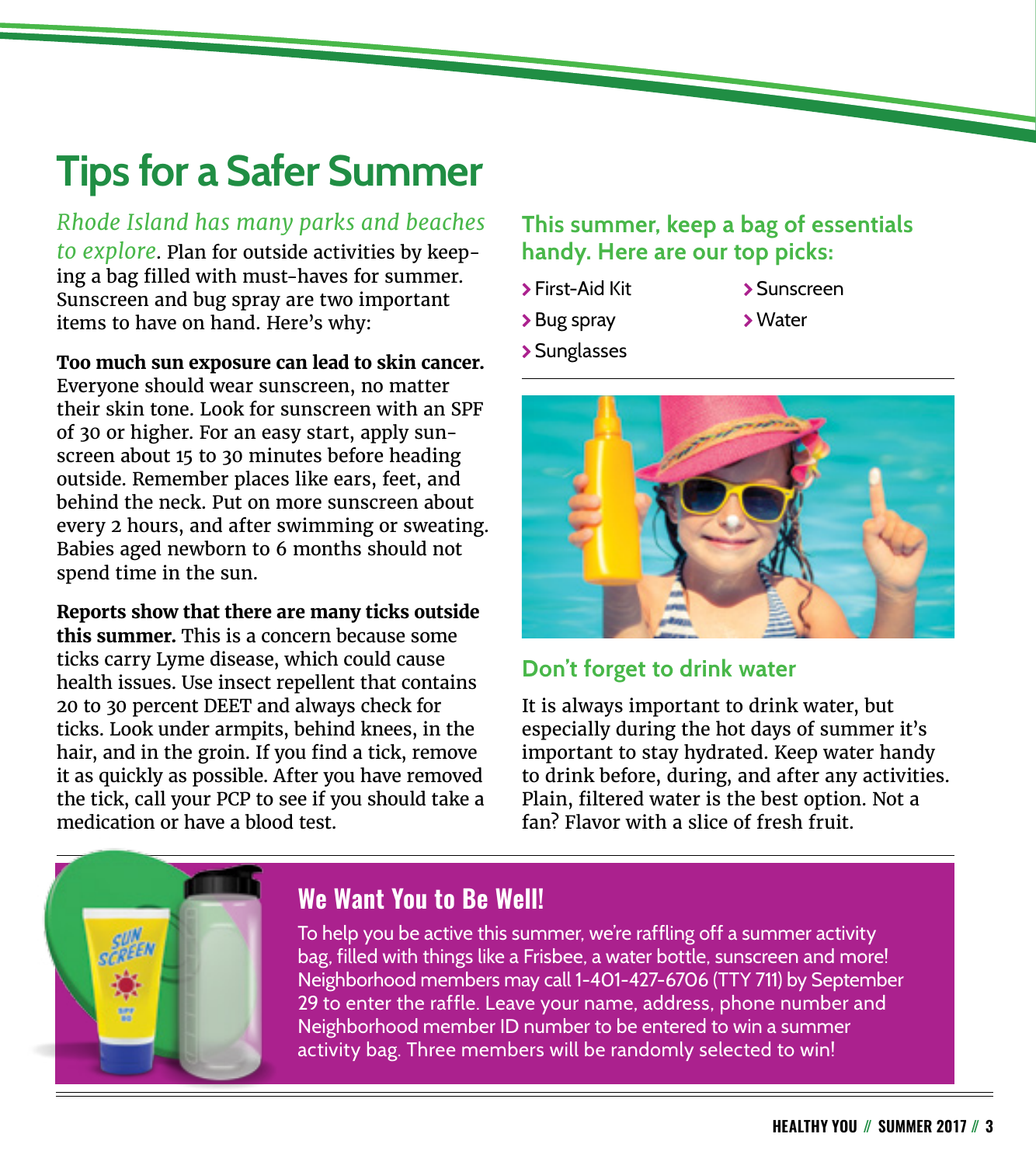# Tips for a Safer Summer

*Rhode Island has many parks and beaches to explore*. Plan for outside activities by keeping a bag filled with must-haves for summer. Sunscreen and bug spray are two important items to have on hand. Here's why:

**Too much sun exposure can lead to skin cancer.** Everyone should wear sunscreen, no matter their skin tone. Look for sunscreen with an SPF of 30 or higher. For an easy start, apply sunscreen about 15 to 30 minutes before heading outside. Remember places like ears, feet, and behind the neck. Put on more sunscreen about every 2 hours, and after swimming or sweating. Babies aged newborn to 6 months should not spend time in the sun.

**Reports show that there are many ticks outside this summer.** This is a concern because some ticks carry Lyme disease, which could cause health issues. Use insect repellent that contains 20 to 30 percent DEET and always check for ticks. Look under armpits, behind knees, in the hair, and in the groin. If you find a tick, remove it as quickly as possible. After you have removed the tick, call your PCP to see if you should take a medication or have a blood test.

## This summer, keep a bag of essentials handy. Here are our top picks:

- First-Aid Kit
- Bug spray
- Sunglasses
- Sunscreen
- Water

## Don't forget to drink water

It is always important to drink water, but especially during the hot days of summer it's important to stay hydrated. Keep water handy to drink before, during, and after any activities. Plain, filtered water is the best option. Not a fan? Flavor with a slice of fresh fruit.

## We Want You to Be Well!

To help you be active this summer, we're raffling off a summer activity bag, filled with things like a Frisbee, a water bottle, sunscreen and more! Neighborhood members may call 1-401-427-6706 (TTY 711) by September 29 to enter the raffle. Leave your name, address, phone number and Neighborhood member ID number to be entered to win a summer activity bag. Three members will be randomly selected to win!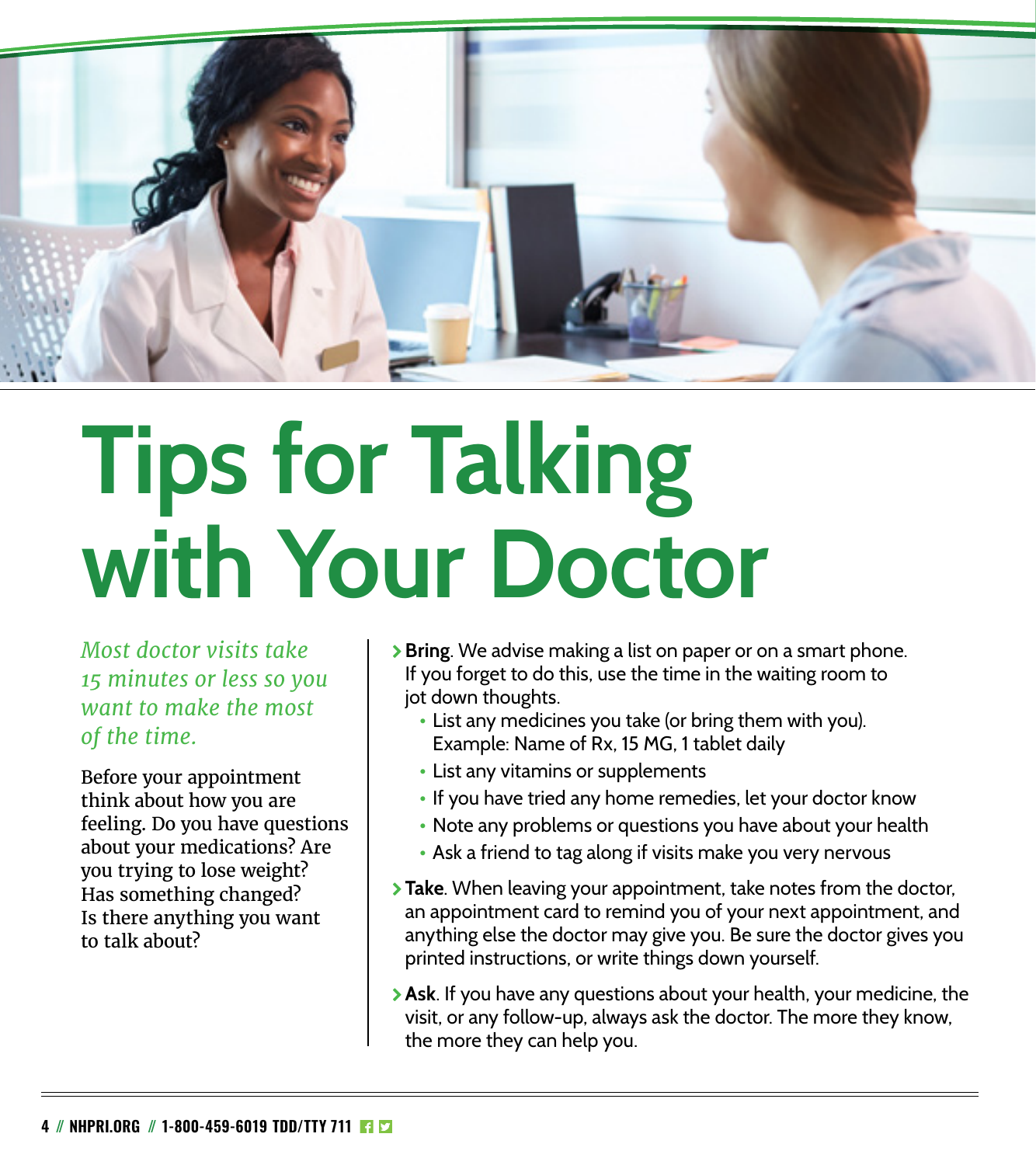# Tips for Talking with Your Doctor

*Most doctor visits take 15 minutes or less so you want to make the most of the time.*

Before your appointment think about how you are feeling. Do you have questions about your medications? Are you trying to lose weight? Has something changed? Is there anything you want to talk about?

- **Bring**. We advise making a list on paper or on a smart phone. If you forget to do this, use the time in the waiting room to jot down thoughts.
  - List any medicines you take (or bring them with you). Example: Name of Rx, 15 MG, 1 tablet daily
  - List any vitamins or supplements
  - If you have tried any home remedies, let your doctor know
  - Note any problems or questions you have about your health
  - Ask a friend to tag along if visits make you very nervous
- **Take**. When leaving your appointment, take notes from the doctor, an appointment card to remind you of your next appointment, and anything else the doctor may give you. Be sure the doctor gives you printed instructions, or write things down yourself.
- **Ask**. If you have any questions about your health, your medicine, the visit, or any follow-up, always ask the doctor. The more they know, the more they can help you.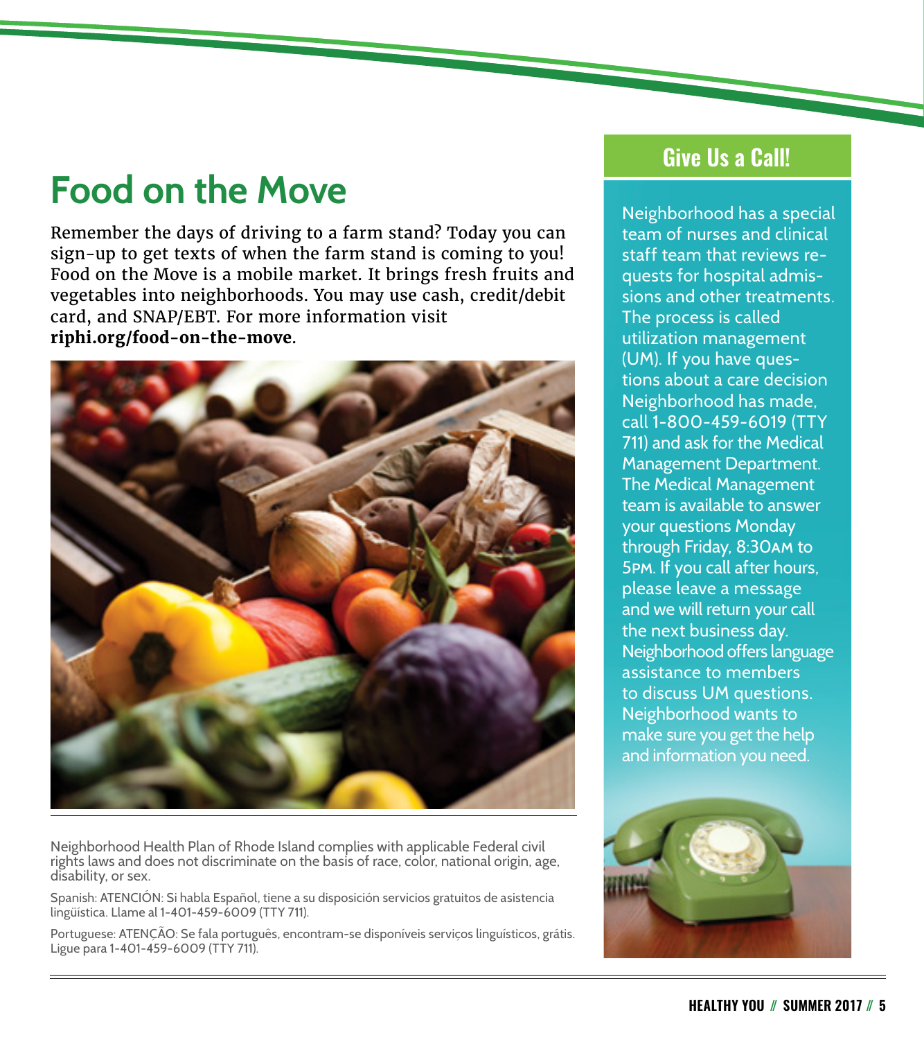# Food on the Move

Remember the days of driving to a farm stand? Today you can sign-up to get texts of when the farm stand is coming to you! Food on the Move is a mobile market. It brings fresh fruits and vegetables into neighborhoods. You may use cash, credit/debit card, and SNAP/EBT. For more information visit **riphi.org/food-on-the-move**.

Neighborhood Health Plan of Rhode Island complies with applicable Federal civil rights laws and does not discriminate on the basis of race, color, national origin, age, disability, or sex.

Spanish: ATENCIÓN: Si habla Español, tiene a su disposición servicios gratuitos de asistencia lingüística. Llame al 1-401-459-6009 (TTY 711).

Portuguese: ATENÇÃO: Se fala português, encontram-se disponíveis serviços linguísticos, grátis. Ligue para 1-401-459-6009 (TTY 711).

## Give Us a Call!

Neighborhood has a special team of nurses and clinical staff team that reviews requests for hospital admissions and other treatments. The process is called utilization management (UM). If you have questions about a care decision Neighborhood has made, call 1-800-459-6019 (TTY 711) and ask for the Medical Management Department. The Medical Management team is available to answer your questions Monday through Friday, 8:30AM to 5PM. If you call after hours, please leave a message and we will return your call the next business day. Neighborhood offers language assistance to members to discuss UM questions. Neighborhood wants to make sure you get the help and information you need.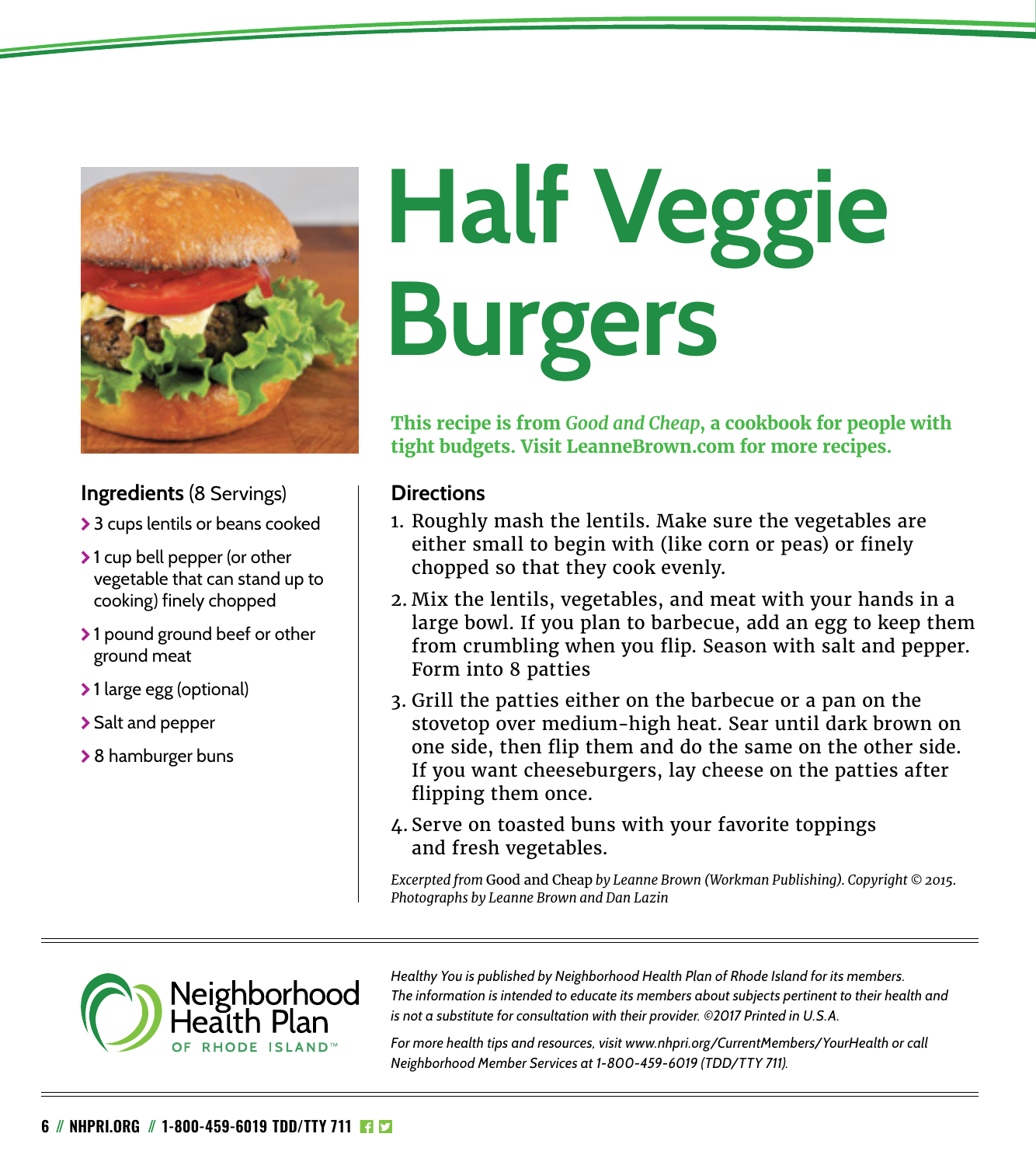# Half Veggie Burgers

**This recipe is from *Good and Cheap*, a cookbook for people with tight budgets. Visit LeanneBrown.com for more recipes.**

**Ingredients** (8 Servings)

- 3 cups lentils or beans cooked
- 1 cup bell pepper (or other vegetable that can stand up to cooking) finely chopped
- 1 pound ground beef or other ground meat
- 1 large egg (optional)
- Salt and pepper
- 8 hamburger buns

**Directions**

1. Roughly mash the lentils. Make sure the vegetables are either small to begin with (like corn or peas) or finely chopped so that they cook evenly.
2. Mix the lentils, vegetables, and meat with your hands in a large bowl. If you plan to barbecue, add an egg to keep them from crumbling when you flip. Season with salt and pepper. Form into 8 patties
3. Grill the patties either on the barbecue or a pan on the stovetop over medium-high heat. Sear until dark brown on one side, then flip them and do the same on the other side. If you want cheeseburgers, lay cheese on the patties after flipping them once.
4. Serve on toasted buns with your favorite toppings and fresh vegetables.

*Excerpted from* Good and Cheap *by Leanne Brown (Workman Publishing). Copyright © 2015. Photographs by Leanne Brown and Dan Lazin*

Neighborhood Health Plan OF RHODE ISLAND™

*Healthy You is published by Neighborhood Health Plan of Rhode Island for its members. The information is intended to educate its members about subjects pertinent to their health and is not a substitute for consultation with their provider. ©2017 Printed in U.S.A.*

*For more health tips and resources, visit www.nhpri.org/CurrentMembers/YourHealth or call Neighborhood Member Services at 1-800-459-6019 (TDD/TTY 711).*